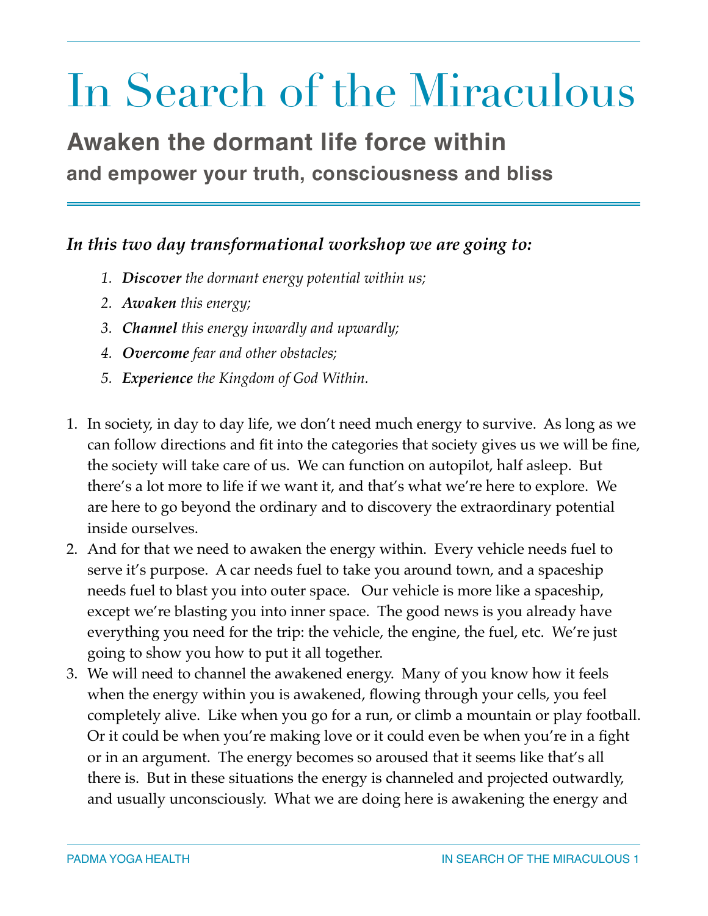# In Search of the Miraculous

## Awaken the dormant life force within

### and empower your truth, consciousness and bliss

***In this two day transformational workshop we are going to:***

1. ***Discover*** *the dormant energy potential within us;*
2. ***Awaken*** *this energy;*
3. ***Channel*** *this energy inwardly and upwardly;*
4. ***Overcome*** *fear and other obstacles;*
5. ***Experience*** *the Kingdom of God Within.*

1. In society, in day to day life, we don't need much energy to survive. As long as we can follow directions and fit into the categories that society gives us we will be fine, the society will take care of us. We can function on autopilot, half asleep. But there's a lot more to life if we want it, and that's what we're here to explore. We are here to go beyond the ordinary and to discovery the extraordinary potential inside ourselves.
2. And for that we need to awaken the energy within. Every vehicle needs fuel to serve it's purpose. A car needs fuel to take you around town, and a spaceship needs fuel to blast you into outer space. Our vehicle is more like a spaceship, except we're blasting you into inner space. The good news is you already have everything you need for the trip: the vehicle, the engine, the fuel, etc. We're just going to show you how to put it all together.
3. We will need to channel the awakened energy. Many of you know how it feels when the energy within you is awakened, flowing through your cells, you feel completely alive. Like when you go for a run, or climb a mountain or play football. Or it could be when you're making love or it could even be when you're in a fight or in an argument. The energy becomes so aroused that it seems like that's all there is. But in these situations the energy is channeled and projected outwardly, and usually unconsciously. What we are doing here is awakening the energy and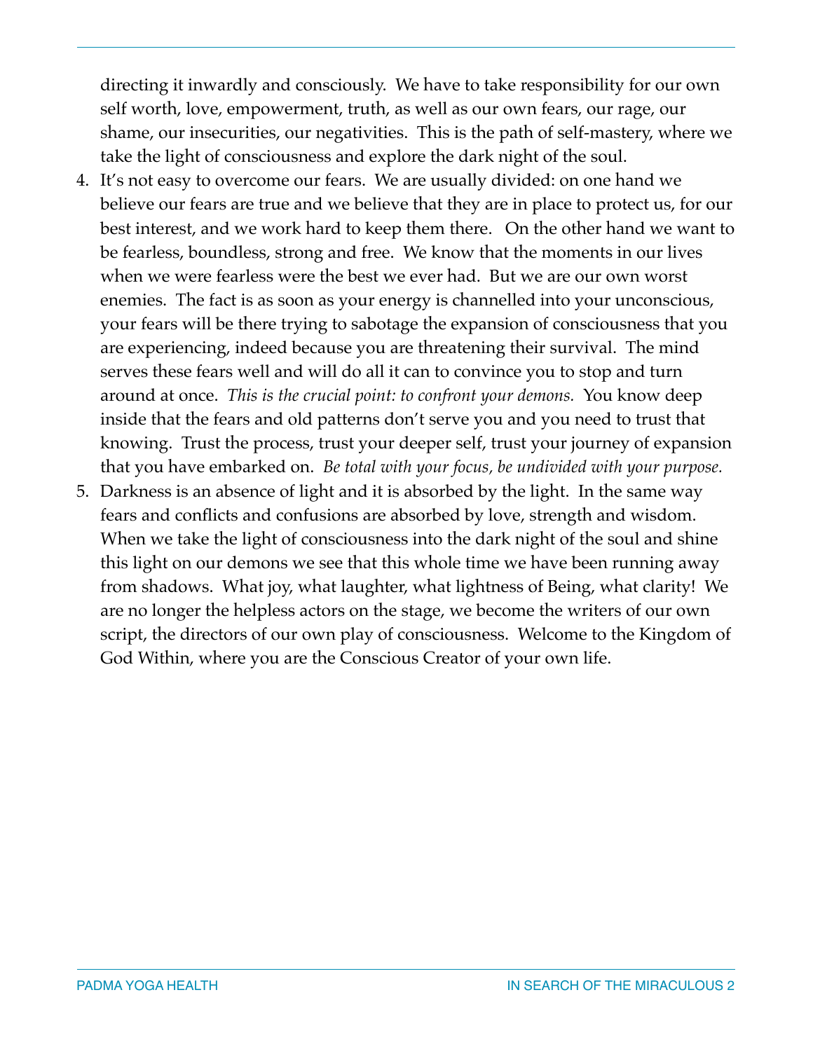directing it inwardly and consciously. We have to take responsibility for our own self worth, love, empowerment, truth, as well as our own fears, our rage, our shame, our insecurities, our negativities. This is the path of self-mastery, where we take the light of consciousness and explore the dark night of the soul.

4. It's not easy to overcome our fears. We are usually divided: on one hand we believe our fears are true and we believe that they are in place to protect us, for our best interest, and we work hard to keep them there. On the other hand we want to be fearless, boundless, strong and free. We know that the moments in our lives when we were fearless were the best we ever had. But we are our own worst enemies. The fact is as soon as your energy is channelled into your unconscious, your fears will be there trying to sabotage the expansion of consciousness that you are experiencing, indeed because you are threatening their survival. The mind serves these fears well and will do all it can to convince you to stop and turn around at once. *This is the crucial point: to confront your demons.* You know deep inside that the fears and old patterns don't serve you and you need to trust that knowing. Trust the process, trust your deeper self, trust your journey of expansion that you have embarked on. *Be total with your focus, be undivided with your purpose.*
5. Darkness is an absence of light and it is absorbed by the light. In the same way fears and conflicts and confusions are absorbed by love, strength and wisdom. When we take the light of consciousness into the dark night of the soul and shine this light on our demons we see that this whole time we have been running away from shadows. What joy, what laughter, what lightness of Being, what clarity! We are no longer the helpless actors on the stage, we become the writers of our own script, the directors of our own play of consciousness. Welcome to the Kingdom of God Within, where you are the Conscious Creator of your own life.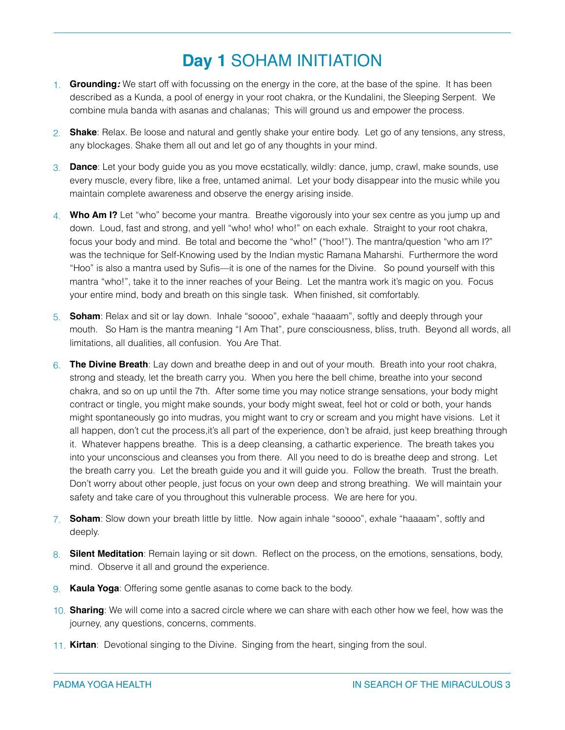# **Day 1** SOHAM INITIATION

1. **Grounding*:*** We start off with focussing on the energy in the core, at the base of the spine. It has been described as a Kunda, a pool of energy in your root chakra, or the Kundalini, the Sleeping Serpent. We combine mula banda with asanas and chalanas; This will ground us and empower the process.

2. **Shake**: Relax. Be loose and natural and gently shake your entire body. Let go of any tensions, any stress, any blockages. Shake them all out and let go of any thoughts in your mind.

3. **Dance**: Let your body guide you as you move ecstatically, wildly: dance, jump, crawl, make sounds, use every muscle, every fibre, like a free, untamed animal. Let your body disappear into the music while you maintain complete awareness and observe the energy arising inside.

4. **Who Am I?** Let "who" become your mantra. Breathe vigorously into your sex centre as you jump up and down. Loud, fast and strong, and yell "who! who! who!" on each exhale. Straight to your root chakra, focus your body and mind. Be total and become the "who!" ("hoo!"). The mantra/question "who am I?" was the technique for Self-Knowing used by the Indian mystic Ramana Maharshi. Furthermore the word "Hoo" is also a mantra used by Sufis—it is one of the names for the Divine. So pound yourself with this mantra "who!", take it to the inner reaches of your Being. Let the mantra work it's magic on you. Focus your entire mind, body and breath on this single task. When finished, sit comfortably.

5. **Soham**: Relax and sit or lay down. Inhale "soooo", exhale "haaaam", softly and deeply through your mouth. So Ham is the mantra meaning "I Am That", pure consciousness, bliss, truth. Beyond all words, all limitations, all dualities, all confusion. You Are That.

6. **The Divine Breath**: Lay down and breathe deep in and out of your mouth. Breath into your root chakra, strong and steady, let the breath carry you. When you here the bell chime, breathe into your second chakra, and so on up until the 7th. After some time you may notice strange sensations, your body might contract or tingle, you might make sounds, your body might sweat, feel hot or cold or both, your hands might spontaneously go into mudras, you might want to cry or scream and you might have visions. Let it all happen, don't cut the process,it's all part of the experience, don't be afraid, just keep breathing through it. Whatever happens breathe. This is a deep cleansing, a cathartic experience. The breath takes you into your unconscious and cleanses you from there. All you need to do is breathe deep and strong. Let the breath carry you. Let the breath guide you and it will guide you. Follow the breath. Trust the breath. Don't worry about other people, just focus on your own deep and strong breathing. We will maintain your safety and take care of you throughout this vulnerable process. We are here for you.

7. **Soham**: Slow down your breath little by little. Now again inhale "soooo", exhale "haaaam", softly and deeply.

8. **Silent Meditation**: Remain laying or sit down. Reflect on the process, on the emotions, sensations, body, mind. Observe it all and ground the experience.

9. **Kaula Yoga**: Offering some gentle asanas to come back to the body.

10. **Sharing**: We will come into a sacred circle where we can share with each other how we feel, how was the journey, any questions, concerns, comments.

11. **Kirtan**: Devotional singing to the Divine. Singing from the heart, singing from the soul.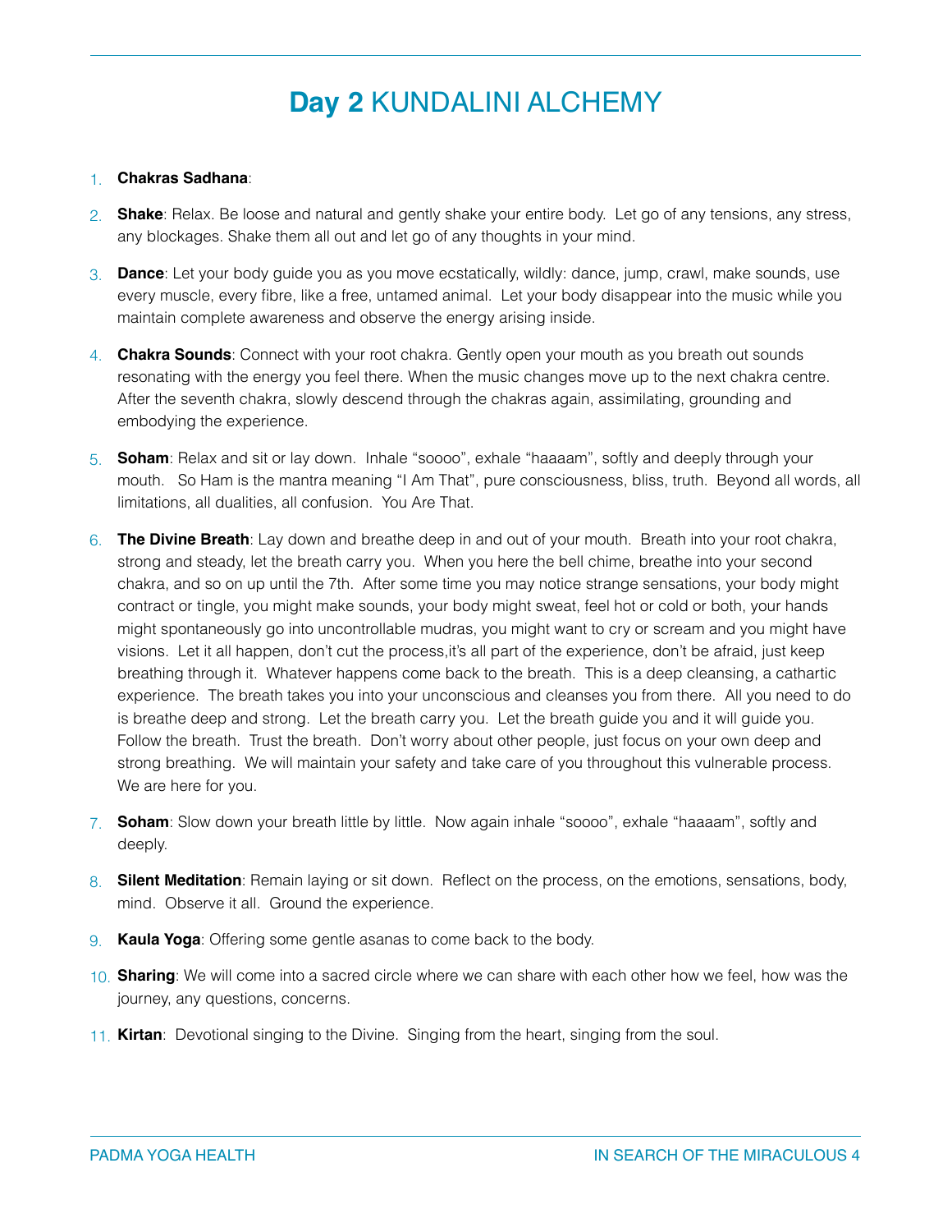# **Day 2** KUNDALINI ALCHEMY

1. **Chakras Sadhana**:

2. **Shake**: Relax. Be loose and natural and gently shake your entire body. Let go of any tensions, any stress, any blockages. Shake them all out and let go of any thoughts in your mind.

3. **Dance**: Let your body guide you as you move ecstatically, wildly: dance, jump, crawl, make sounds, use every muscle, every fibre, like a free, untamed animal. Let your body disappear into the music while you maintain complete awareness and observe the energy arising inside.

4. **Chakra Sounds**: Connect with your root chakra. Gently open your mouth as you breath out sounds resonating with the energy you feel there. When the music changes move up to the next chakra centre. After the seventh chakra, slowly descend through the chakras again, assimilating, grounding and embodying the experience.

5. **Soham**: Relax and sit or lay down. Inhale "soooo", exhale "haaaam", softly and deeply through your mouth. So Ham is the mantra meaning "I Am That", pure consciousness, bliss, truth. Beyond all words, all limitations, all dualities, all confusion. You Are That.

6. **The Divine Breath**: Lay down and breathe deep in and out of your mouth. Breath into your root chakra, strong and steady, let the breath carry you. When you here the bell chime, breathe into your second chakra, and so on up until the 7th. After some time you may notice strange sensations, your body might contract or tingle, you might make sounds, your body might sweat, feel hot or cold or both, your hands might spontaneously go into uncontrollable mudras, you might want to cry or scream and you might have visions. Let it all happen, don't cut the process,it's all part of the experience, don't be afraid, just keep breathing through it. Whatever happens come back to the breath. This is a deep cleansing, a cathartic experience. The breath takes you into your unconscious and cleanses you from there. All you need to do is breathe deep and strong. Let the breath carry you. Let the breath guide you and it will guide you. Follow the breath. Trust the breath. Don't worry about other people, just focus on your own deep and strong breathing. We will maintain your safety and take care of you throughout this vulnerable process. We are here for you.

7. **Soham**: Slow down your breath little by little. Now again inhale "soooo", exhale "haaaam", softly and deeply.

8. **Silent Meditation**: Remain laying or sit down. Reflect on the process, on the emotions, sensations, body, mind. Observe it all. Ground the experience.

9. **Kaula Yoga**: Offering some gentle asanas to come back to the body.

10. **Sharing**: We will come into a sacred circle where we can share with each other how we feel, how was the journey, any questions, concerns.

11. **Kirtan**: Devotional singing to the Divine. Singing from the heart, singing from the soul.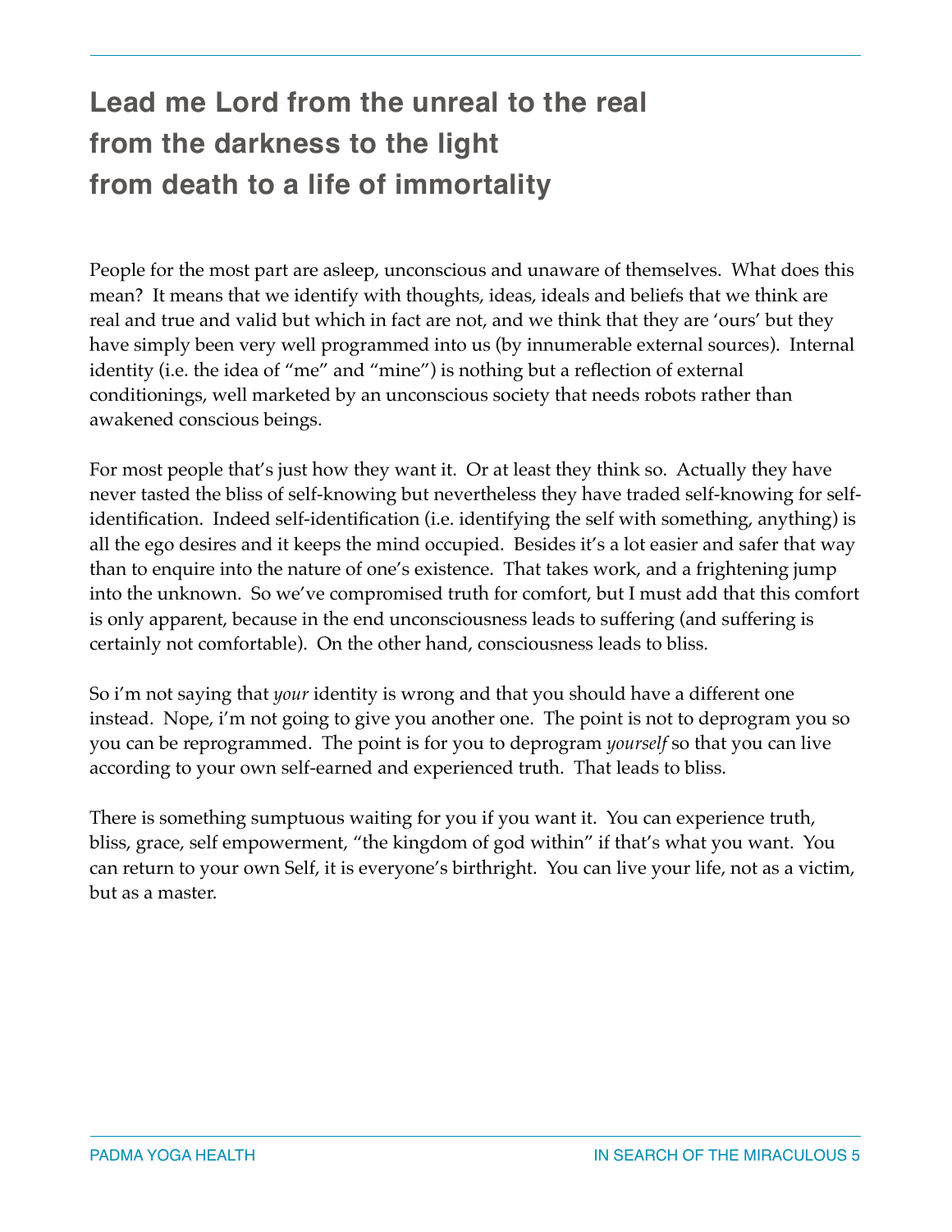## Lead me Lord from the unreal to the real
## from the darkness to the light
## from death to a life of immortality

People for the most part are asleep, unconscious and unaware of themselves. What does this mean? It means that we identify with thoughts, ideas, ideals and beliefs that we think are real and true and valid but which in fact are not, and we think that they are 'ours' but they have simply been very well programmed into us (by innumerable external sources). Internal identity (i.e. the idea of "me" and "mine") is nothing but a reflection of external conditionings, well marketed by an unconscious society that needs robots rather than awakened conscious beings.

For most people that's just how they want it. Or at least they think so. Actually they have never tasted the bliss of self-knowing but nevertheless they have traded self-knowing for self-identification. Indeed self-identification (i.e. identifying the self with something, anything) is all the ego desires and it keeps the mind occupied. Besides it's a lot easier and safer that way than to enquire into the nature of one's existence. That takes work, and a frightening jump into the unknown. So we've compromised truth for comfort, but I must add that this comfort is only apparent, because in the end unconsciousness leads to suffering (and suffering is certainly not comfortable). On the other hand, consciousness leads to bliss.

So i'm not saying that *your* identity is wrong and that you should have a different one instead. Nope, i'm not going to give you another one. The point is not to deprogram you so you can be reprogrammed. The point is for you to deprogram *yourself* so that you can live according to your own self-earned and experienced truth. That leads to bliss.

There is something sumptuous waiting for you if you want it. You can experience truth, bliss, grace, self empowerment, "the kingdom of god within" if that's what you want. You can return to your own Self, it is everyone's birthright. You can live your life, not as a victim, but as a master.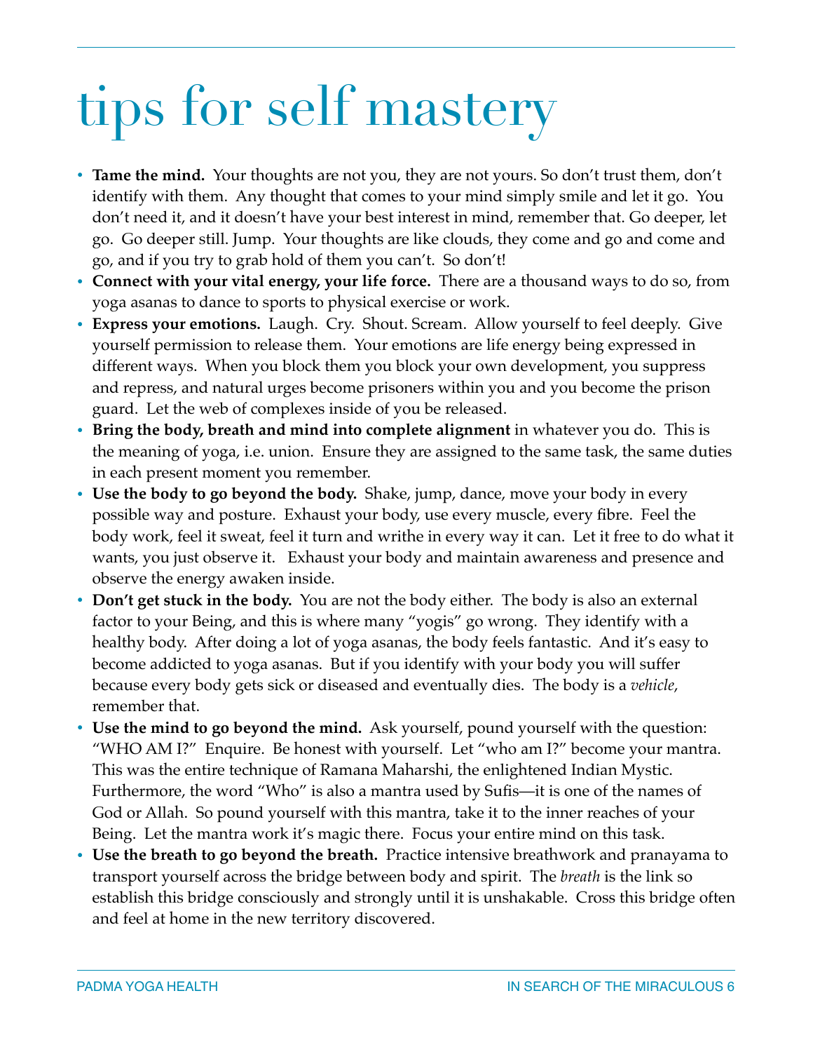# tips for self mastery

- **Tame the mind.** Your thoughts are not you, they are not yours. So don't trust them, don't identify with them. Any thought that comes to your mind simply smile and let it go. You don't need it, and it doesn't have your best interest in mind, remember that. Go deeper, let go. Go deeper still. Jump. Your thoughts are like clouds, they come and go and come and go, and if you try to grab hold of them you can't. So don't!
- **Connect with your vital energy, your life force.** There are a thousand ways to do so, from yoga asanas to dance to sports to physical exercise or work.
- **Express your emotions.** Laugh. Cry. Shout. Scream. Allow yourself to feel deeply. Give yourself permission to release them. Your emotions are life energy being expressed in different ways. When you block them you block your own development, you suppress and repress, and natural urges become prisoners within you and you become the prison guard. Let the web of complexes inside of you be released.
- **Bring the body, breath and mind into complete alignment** in whatever you do. This is the meaning of yoga, i.e. union. Ensure they are assigned to the same task, the same duties in each present moment you remember.
- **Use the body to go beyond the body.** Shake, jump, dance, move your body in every possible way and posture. Exhaust your body, use every muscle, every fibre. Feel the body work, feel it sweat, feel it turn and writhe in every way it can. Let it free to do what it wants, you just observe it. Exhaust your body and maintain awareness and presence and observe the energy awaken inside.
- **Don't get stuck in the body.** You are not the body either. The body is also an external factor to your Being, and this is where many "yogis" go wrong. They identify with a healthy body. After doing a lot of yoga asanas, the body feels fantastic. And it's easy to become addicted to yoga asanas. But if you identify with your body you will suffer because every body gets sick or diseased and eventually dies. The body is a *vehicle*, remember that.
- **Use the mind to go beyond the mind.** Ask yourself, pound yourself with the question: "WHO AM I?" Enquire. Be honest with yourself. Let "who am I?" become your mantra. This was the entire technique of Ramana Maharshi, the enlightened Indian Mystic. Furthermore, the word "Who" is also a mantra used by Sufis—it is one of the names of God or Allah. So pound yourself with this mantra, take it to the inner reaches of your Being. Let the mantra work it's magic there. Focus your entire mind on this task.
- **Use the breath to go beyond the breath.** Practice intensive breathwork and pranayama to transport yourself across the bridge between body and spirit. The *breath* is the link so establish this bridge consciously and strongly until it is unshakable. Cross this bridge often and feel at home in the new territory discovered.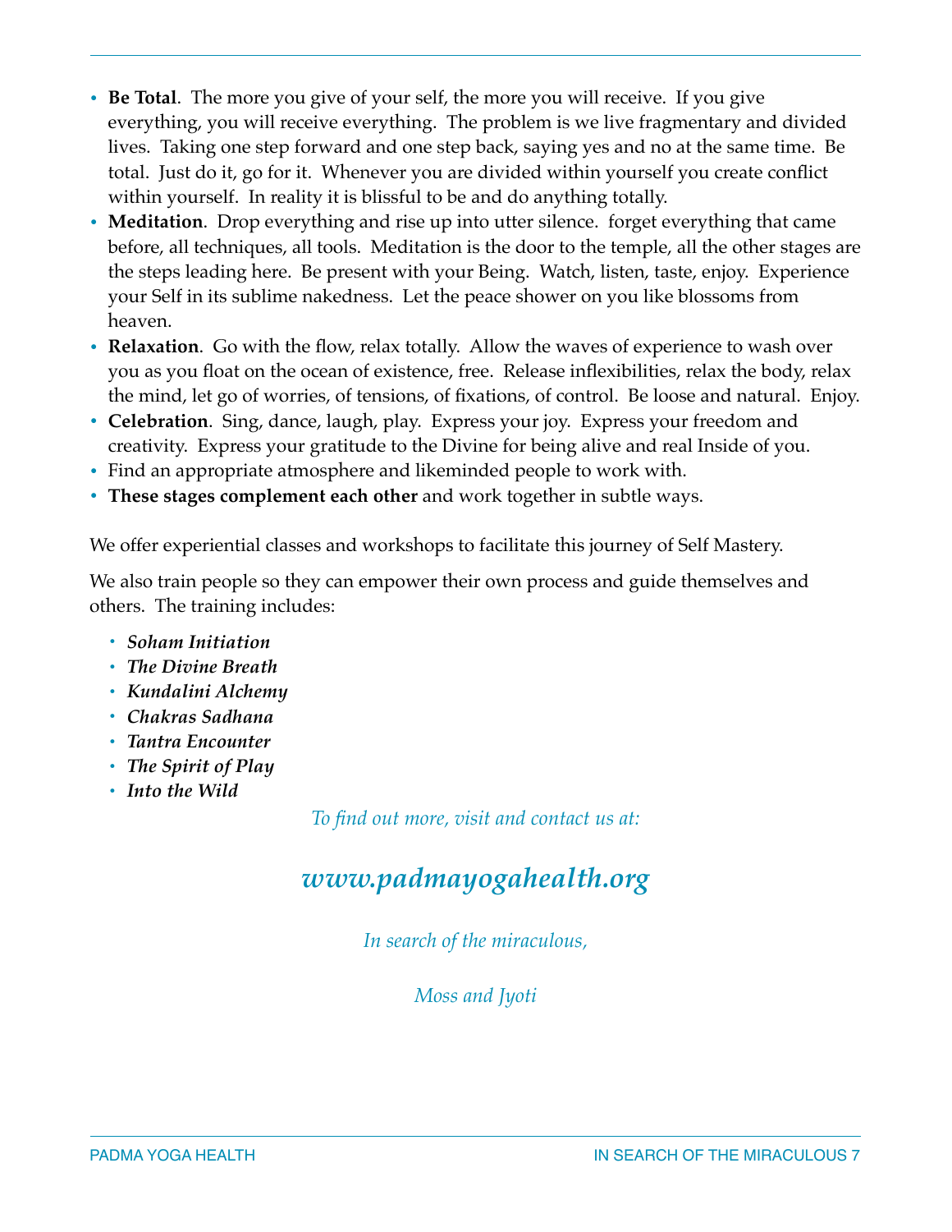- **Be Total**. The more you give of your self, the more you will receive. If you give everything, you will receive everything. The problem is we live fragmentary and divided lives. Taking one step forward and one step back, saying yes and no at the same time. Be total. Just do it, go for it. Whenever you are divided within yourself you create conflict within yourself. In reality it is blissful to be and do anything totally.
- **Meditation**. Drop everything and rise up into utter silence. forget everything that came before, all techniques, all tools. Meditation is the door to the temple, all the other stages are the steps leading here. Be present with your Being. Watch, listen, taste, enjoy. Experience your Self in its sublime nakedness. Let the peace shower on you like blossoms from heaven.
- **Relaxation**. Go with the flow, relax totally. Allow the waves of experience to wash over you as you float on the ocean of existence, free. Release inflexibilities, relax the body, relax the mind, let go of worries, of tensions, of fixations, of control. Be loose and natural. Enjoy.
- **Celebration**. Sing, dance, laugh, play. Express your joy. Express your freedom and creativity. Express your gratitude to the Divine for being alive and real Inside of you.
- Find an appropriate atmosphere and likeminded people to work with.
- **These stages complement each other** and work together in subtle ways.

We offer experiential classes and workshops to facilitate this journey of Self Mastery.

We also train people so they can empower their own process and guide themselves and others. The training includes:

- ***Soham Initiation***
- ***The Divine Breath***
- ***Kundalini Alchemy***
- ***Chakras Sadhana***
- ***Tantra Encounter***
- ***The Spirit of Play***
- ***Into the Wild***

*To find out more, visit and contact us at:*

## *www.padmayogahealth.org*

*In search of the miraculous,*

*Moss and Jyoti*